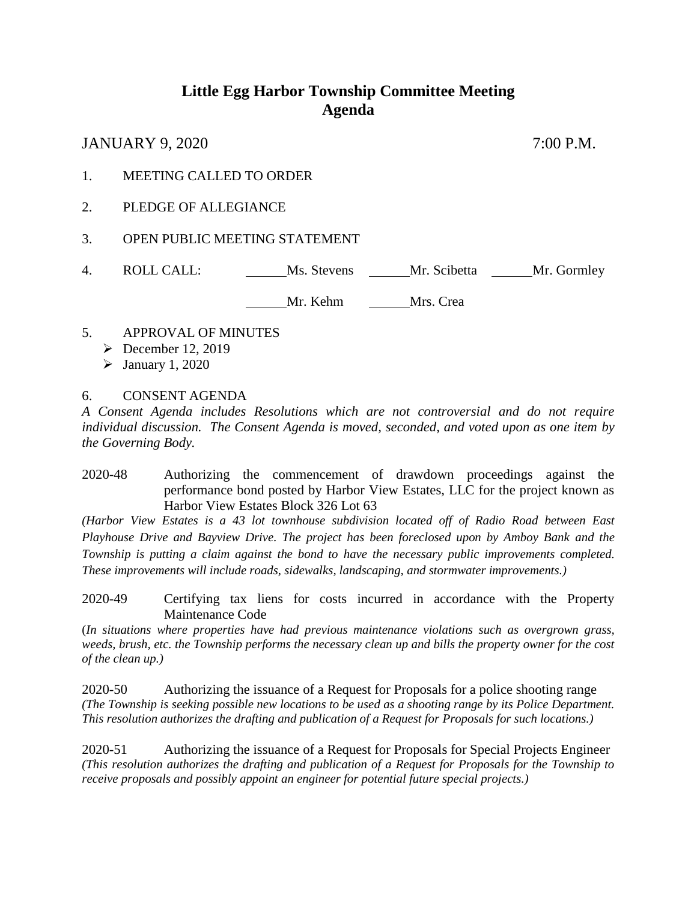# Little Egg Harbor Township Committee Meeting
# Agenda

JANUARY 9, 2020 7:00 P.M.

1. MEETING CALLED TO ORDER

2. PLEDGE OF ALLEGIANCE

3. OPEN PUBLIC MEETING STATEMENT

4. ROLL CALL: ______Ms. Stevens ______Mr. Scibetta ______Mr. Gormley

   ______Mr. Kehm ______Mrs. Crea

5. APPROVAL OF MINUTES
   - December 12, 2019
   - January 1, 2020

6. CONSENT AGENDA

*A Consent Agenda includes Resolutions which are not controversial and do not require individual discussion. The Consent Agenda is moved, seconded, and voted upon as one item by the Governing Body.*

2020-48 Authorizing the commencement of drawdown proceedings against the performance bond posted by Harbor View Estates, LLC for the project known as Harbor View Estates Block 326 Lot 63

*(Harbor View Estates is a 43 lot townhouse subdivision located off of Radio Road between East Playhouse Drive and Bayview Drive. The project has been foreclosed upon by Amboy Bank and the Township is putting a claim against the bond to have the necessary public improvements completed. These improvements will include roads, sidewalks, landscaping, and stormwater improvements.)*

2020-49 Certifying tax liens for costs incurred in accordance with the Property Maintenance Code

(*In situations where properties have had previous maintenance violations such as overgrown grass, weeds, brush, etc. the Township performs the necessary clean up and bills the property owner for the cost of the clean up.)*

2020-50 Authorizing the issuance of a Request for Proposals for a police shooting range

*(The Township is seeking possible new locations to be used as a shooting range by its Police Department. This resolution authorizes the drafting and publication of a Request for Proposals for such locations.)*

2020-51 Authorizing the issuance of a Request for Proposals for Special Projects Engineer

*(This resolution authorizes the drafting and publication of a Request for Proposals for the Township to receive proposals and possibly appoint an engineer for potential future special projects.)*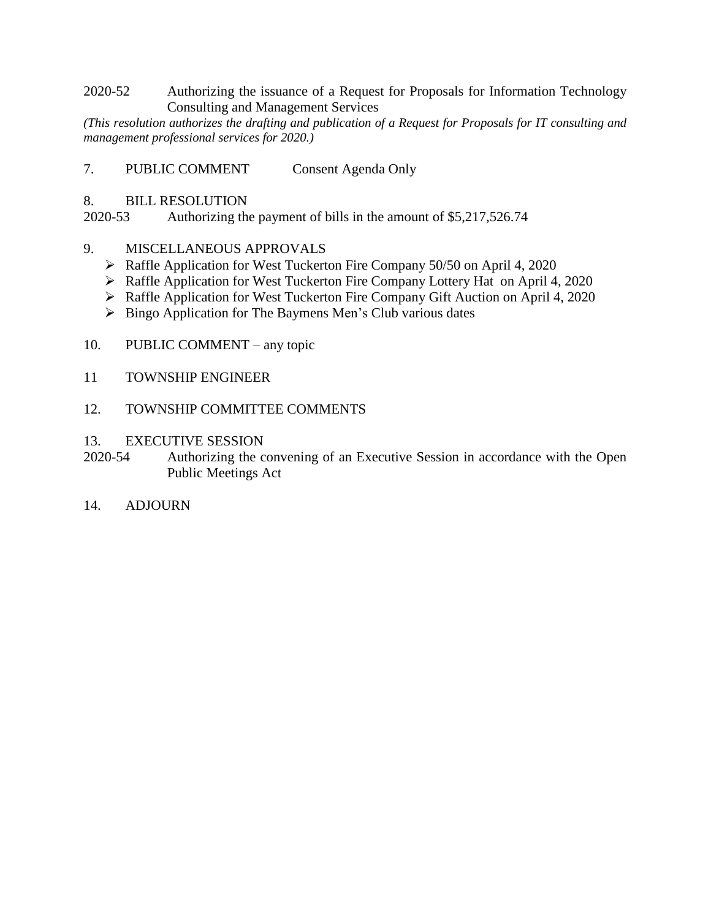2020-52 Authorizing the issuance of a Request for Proposals for Information Technology Consulting and Management Services

*(This resolution authorizes the drafting and publication of a Request for Proposals for IT consulting and management professional services for 2020.)*

7. PUBLIC COMMENT Consent Agenda Only

8. BILL RESOLUTION

2020-53 Authorizing the payment of bills in the amount of $5,217,526.74

9. MISCELLANEOUS APPROVALS

- Raffle Application for West Tuckerton Fire Company 50/50 on April 4, 2020
- Raffle Application for West Tuckerton Fire Company Lottery Hat on April 4, 2020
- Raffle Application for West Tuckerton Fire Company Gift Auction on April 4, 2020
- Bingo Application for The Baymens Men's Club various dates

10. PUBLIC COMMENT – any topic

11 TOWNSHIP ENGINEER

12. TOWNSHIP COMMITTEE COMMENTS

13. EXECUTIVE SESSION

2020-54 Authorizing the convening of an Executive Session in accordance with the Open Public Meetings Act

14. ADJOURN